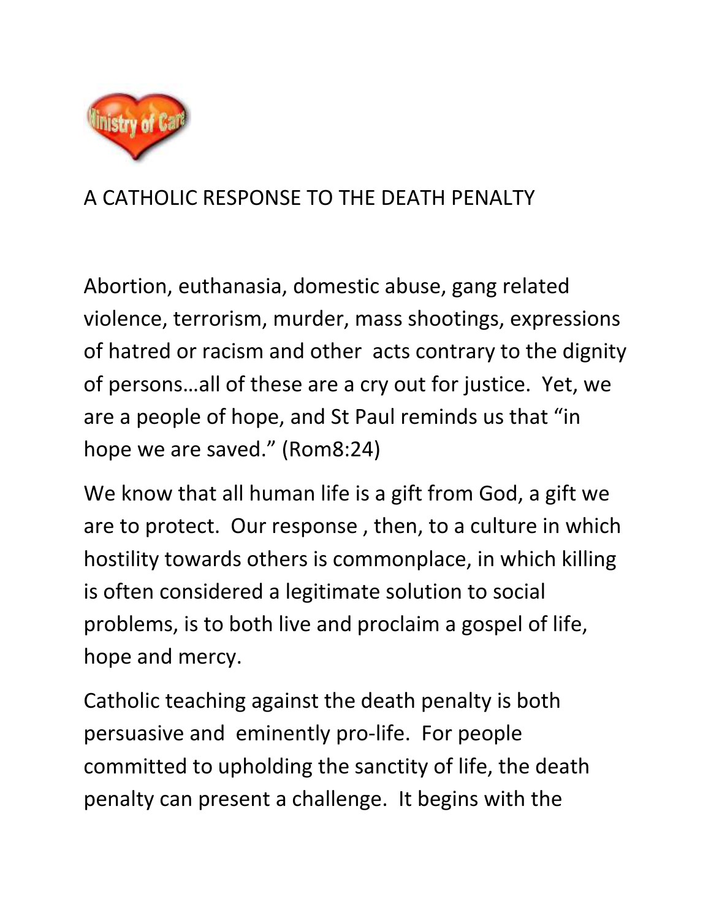# A CATHOLIC RESPONSE TO THE DEATH PENALTY

Abortion, euthanasia, domestic abuse, gang related violence, terrorism, murder, mass shootings, expressions of hatred or racism and other acts contrary to the dignity of persons…all of these are a cry out for justice. Yet, we are a people of hope, and St Paul reminds us that "in hope we are saved." (Rom8:24)

We know that all human life is a gift from God, a gift we are to protect. Our response , then, to a culture in which hostility towards others is commonplace, in which killing is often considered a legitimate solution to social problems, is to both live and proclaim a gospel of life, hope and mercy.

Catholic teaching against the death penalty is both persuasive and eminently pro-life. For people committed to upholding the sanctity of life, the death penalty can present a challenge. It begins with the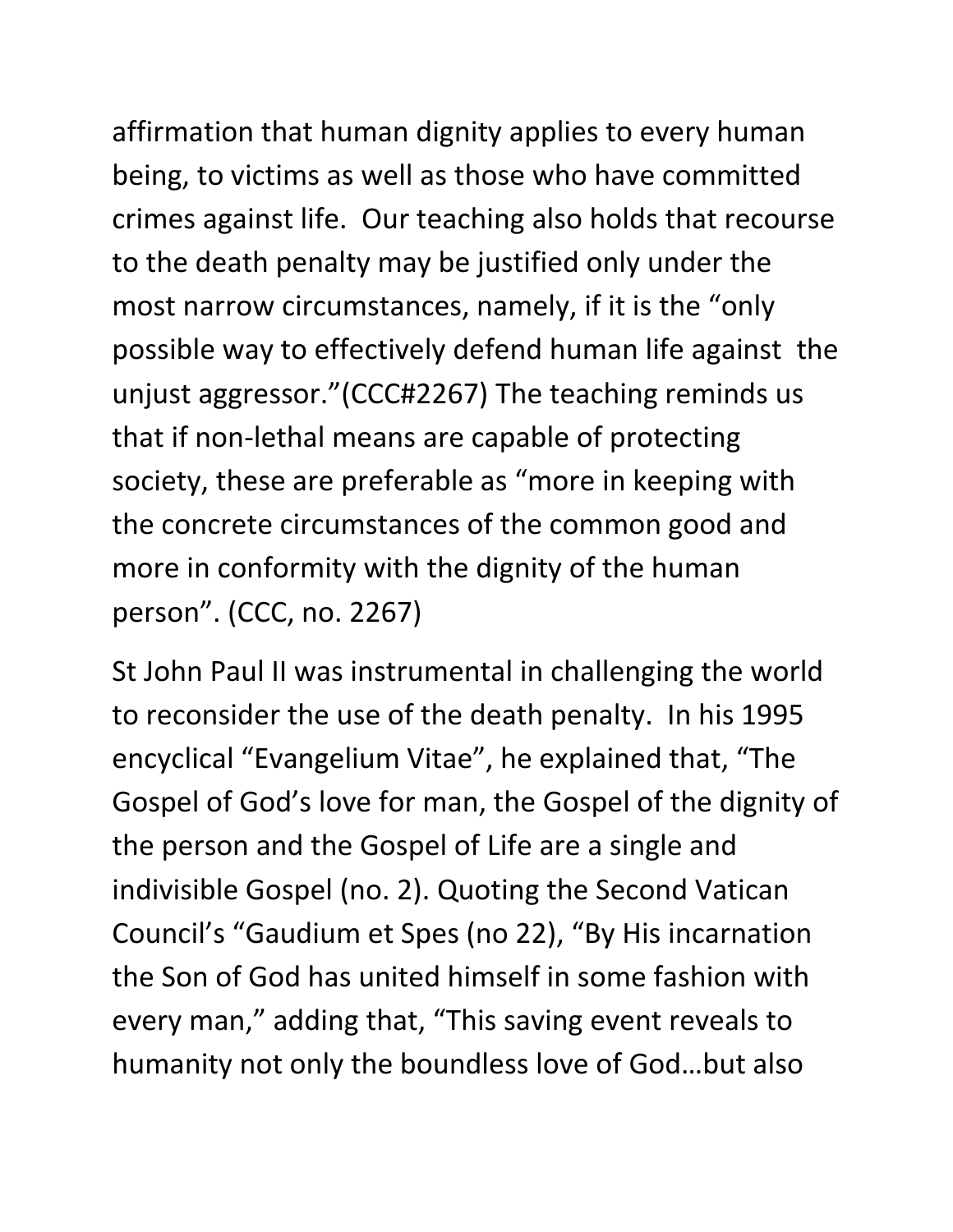affirmation that human dignity applies to every human being, to victims as well as those who have committed crimes against life. Our teaching also holds that recourse to the death penalty may be justified only under the most narrow circumstances, namely, if it is the "only possible way to effectively defend human life against the unjust aggressor."(CCC#2267) The teaching reminds us that if non-lethal means are capable of protecting society, these are preferable as "more in keeping with the concrete circumstances of the common good and more in conformity with the dignity of the human person". (CCC, no. 2267)

St John Paul II was instrumental in challenging the world to reconsider the use of the death penalty. In his 1995 encyclical "Evangelium Vitae", he explained that, "The Gospel of God's love for man, the Gospel of the dignity of the person and the Gospel of Life are a single and indivisible Gospel (no. 2). Quoting the Second Vatican Council's "Gaudium et Spes (no 22), "By His incarnation the Son of God has united himself in some fashion with every man," adding that, "This saving event reveals to humanity not only the boundless love of God…but also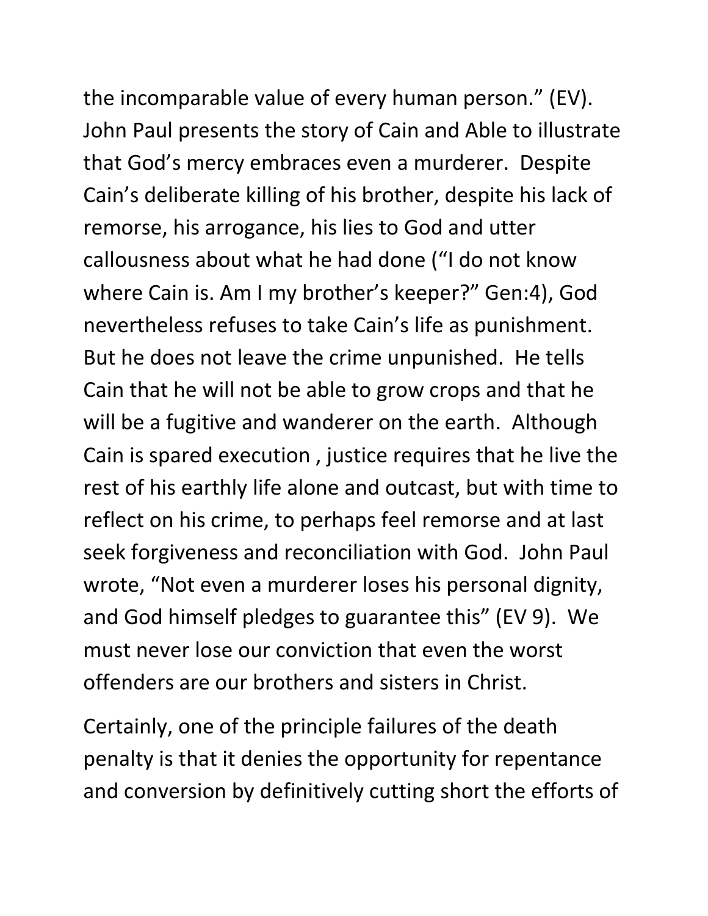the incomparable value of every human person." (EV). John Paul presents the story of Cain and Able to illustrate that God's mercy embraces even a murderer. Despite Cain's deliberate killing of his brother, despite his lack of remorse, his arrogance, his lies to God and utter callousness about what he had done ("I do not know where Cain is. Am I my brother's keeper?" Gen:4), God nevertheless refuses to take Cain's life as punishment. But he does not leave the crime unpunished. He tells Cain that he will not be able to grow crops and that he will be a fugitive and wanderer on the earth. Although Cain is spared execution , justice requires that he live the rest of his earthly life alone and outcast, but with time to reflect on his crime, to perhaps feel remorse and at last seek forgiveness and reconciliation with God. John Paul wrote, "Not even a murderer loses his personal dignity, and God himself pledges to guarantee this" (EV 9). We must never lose our conviction that even the worst offenders are our brothers and sisters in Christ.

Certainly, one of the principle failures of the death penalty is that it denies the opportunity for repentance and conversion by definitively cutting short the efforts of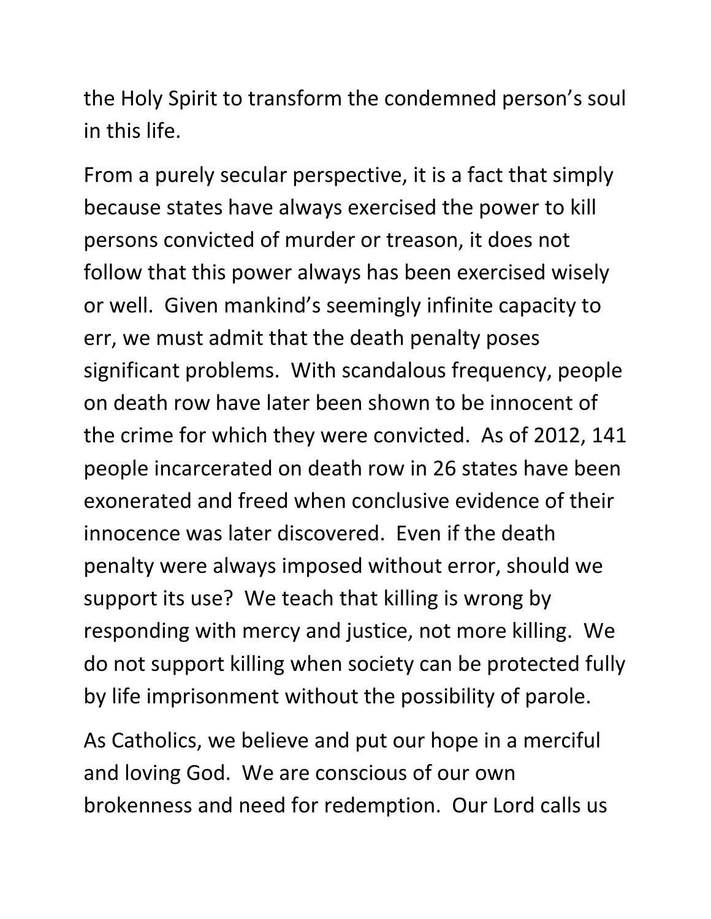the Holy Spirit to transform the condemned person's soul in this life.

From a purely secular perspective, it is a fact that simply because states have always exercised the power to kill persons convicted of murder or treason, it does not follow that this power always has been exercised wisely or well. Given mankind's seemingly infinite capacity to err, we must admit that the death penalty poses significant problems. With scandalous frequency, people on death row have later been shown to be innocent of the crime for which they were convicted. As of 2012, 141 people incarcerated on death row in 26 states have been exonerated and freed when conclusive evidence of their innocence was later discovered. Even if the death penalty were always imposed without error, should we support its use? We teach that killing is wrong by responding with mercy and justice, not more killing. We do not support killing when society can be protected fully by life imprisonment without the possibility of parole.

As Catholics, we believe and put our hope in a merciful and loving God. We are conscious of our own brokenness and need for redemption. Our Lord calls us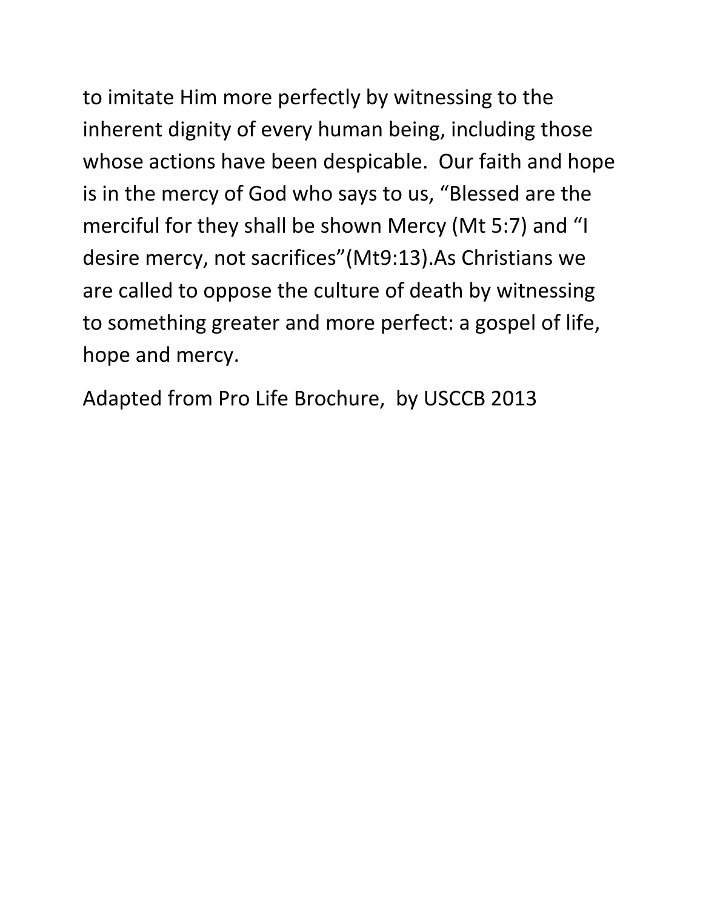to imitate Him more perfectly by witnessing to the inherent dignity of every human being, including those whose actions have been despicable.  Our faith and hope is in the mercy of God who says to us, "Blessed are the merciful for they shall be shown Mercy (Mt 5:7) and "I desire mercy, not sacrifices"(Mt9:13).As Christians we are called to oppose the culture of death by witnessing to something greater and more perfect: a gospel of life, hope and mercy.

Adapted from Pro Life Brochure,  by USCCB 2013